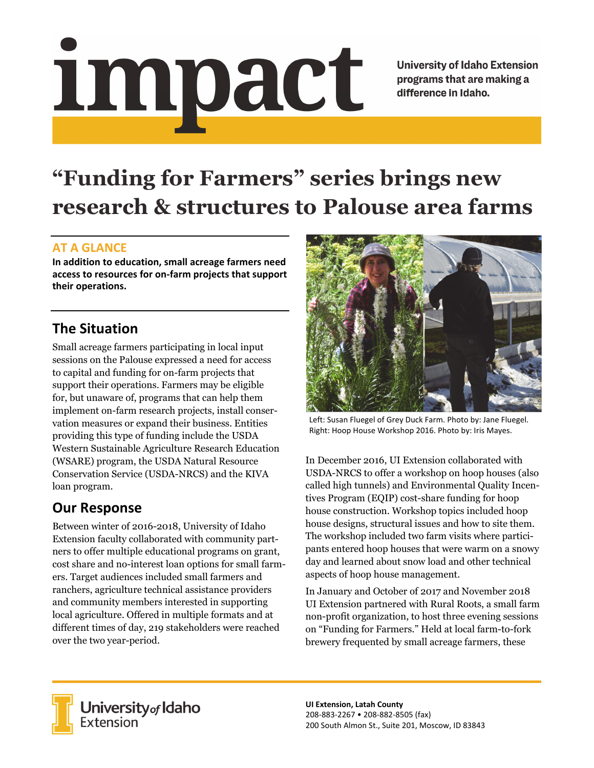# impact

University of Idaho Extension programs that are making a difference in Idaho.

# "Funding for Farmers" series brings new research & structures to Palouse area farms

## AT A GLANCE

**In addition to education, small acreage farmers need access to resources for on-farm projects that support their operations.**

## The Situation

Small acreage farmers participating in local input sessions on the Palouse expressed a need for access to capital and funding for on-farm projects that support their operations. Farmers may be eligible for, but unaware of, programs that can help them implement on-farm research projects, install conservation measures or expand their business. Entities providing this type of funding include the USDA Western Sustainable Agriculture Research Education (WSARE) program, the USDA Natural Resource Conservation Service (USDA-NRCS) and the KIVA loan program.

## Our Response

Between winter of 2016-2018, University of Idaho Extension faculty collaborated with community partners to offer multiple educational programs on grant, cost share and no-interest loan options for small farmers. Target audiences included small farmers and ranchers, agriculture technical assistance providers and community members interested in supporting local agriculture. Offered in multiple formats and at different times of day, 219 stakeholders were reached over the two year-period.

Left: Susan Fluegel of Grey Duck Farm. Photo by: Jane Fluegel.
Right: Hoop House Workshop 2016. Photo by: Iris Mayes.

In December 2016, UI Extension collaborated with USDA-NRCS to offer a workshop on hoop houses (also called high tunnels) and Environmental Quality Incentives Program (EQIP) cost-share funding for hoop house construction. Workshop topics included hoop house designs, structural issues and how to site them. The workshop included two farm visits where participants entered hoop houses that were warm on a snowy day and learned about snow load and other technical aspects of hoop house management.

In January and October of 2017 and November 2018 UI Extension partnered with Rural Roots, a small farm non-profit organization, to host three evening sessions on "Funding for Farmers." Held at local farm-to-fork brewery frequented by small acreage farmers, these

University of Idaho Extension

**UI Extension, Latah County**
208-883-2267 • 208-882-8505 (fax)
200 South Almon St., Suite 201, Moscow, ID 83843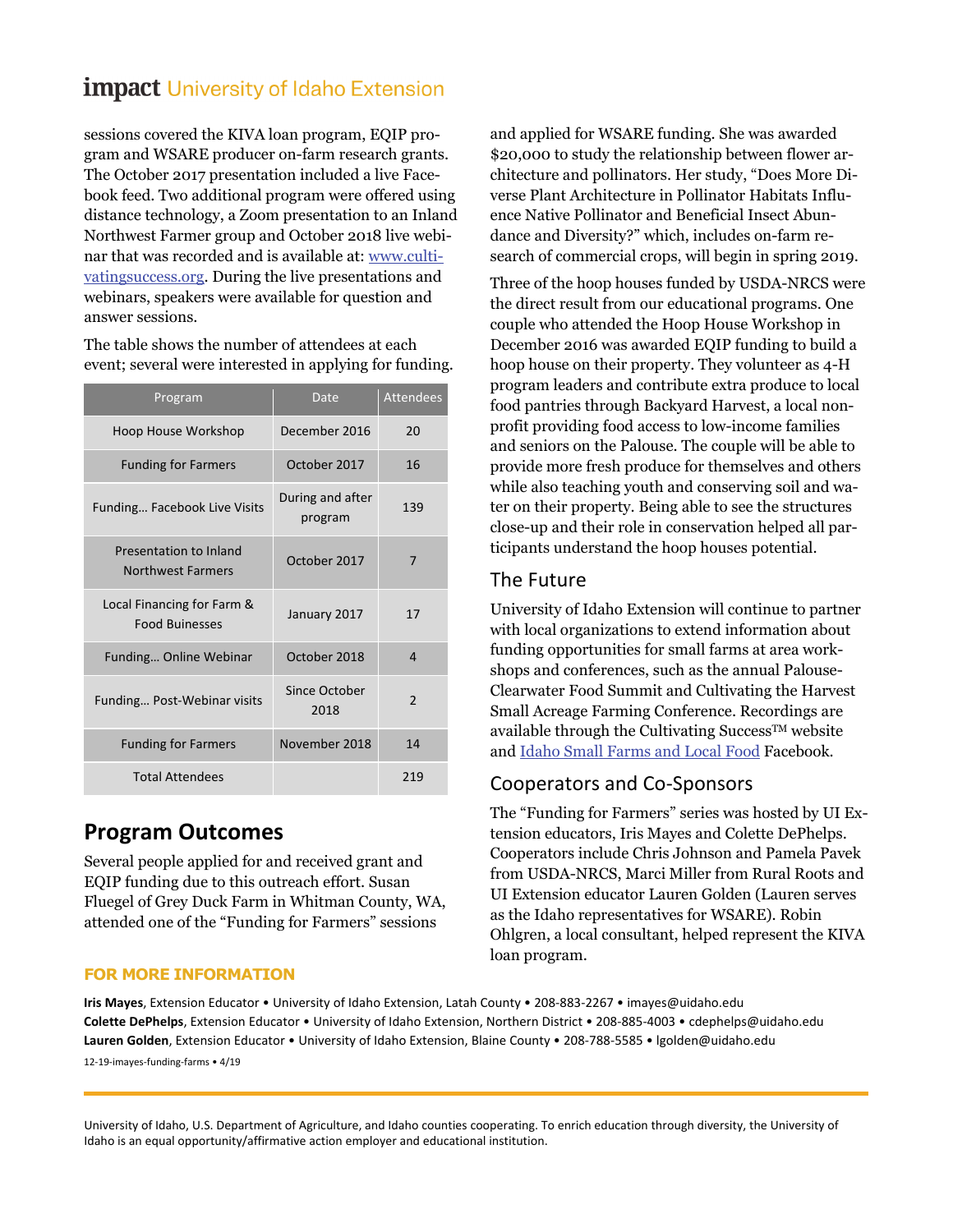sessions covered the KIVA loan program, EQIP program and WSARE producer on-farm research grants. The October 2017 presentation included a live Facebook feed. Two additional program were offered using distance technology, a Zoom presentation to an Inland Northwest Farmer group and October 2018 live webinar that was recorded and is available at: [www.cultivatingsuccess.org](http://www.cultivatingsuccess.org). During the live presentations and webinars, speakers were available for question and answer sessions.

The table shows the number of attendees at each event; several were interested in applying for funding.

| Program | Date | Attendees |
|---|---|---|
| Hoop House Workshop | December 2016 | 20 |
| Funding for Farmers | October 2017 | 16 |
| Funding… Facebook Live Visits | During and after program | 139 |
| Presentation to Inland Northwest Farmers | October 2017 | 7 |
| Local Financing for Farm & Food Buinesses | January 2017 | 17 |
| Funding… Online Webinar | October 2018 | 4 |
| Funding… Post-Webinar visits | Since October 2018 | 2 |
| Funding for Farmers | November 2018 | 14 |
| Total Attendees | | 219 |

## Program Outcomes

Several people applied for and received grant and EQIP funding due to this outreach effort. Susan Fluegel of Grey Duck Farm in Whitman County, WA, attended one of the "Funding for Farmers" sessions and applied for WSARE funding. She was awarded $20,000 to study the relationship between flower architecture and pollinators. Her study, "Does More Diverse Plant Architecture in Pollinator Habitats Influence Native Pollinator and Beneficial Insect Abundance and Diversity?" which, includes on-farm research of commercial crops, will begin in spring 2019.

Three of the hoop houses funded by USDA-NRCS were the direct result from our educational programs. One couple who attended the Hoop House Workshop in December 2016 was awarded EQIP funding to build a hoop house on their property. They volunteer as 4-H program leaders and contribute extra produce to local food pantries through Backyard Harvest, a local non-profit providing food access to low-income families and seniors on the Palouse. The couple will be able to provide more fresh produce for themselves and others while also teaching youth and conserving soil and water on their property. Being able to see the structures close-up and their role in conservation helped all participants understand the hoop houses potential.

## The Future

University of Idaho Extension will continue to partner with local organizations to extend information about funding opportunities for small farms at area workshops and conferences, such as the annual Palouse-Clearwater Food Summit and Cultivating the Harvest Small Acreage Farming Conference. Recordings are available through the Cultivating Success™ website and [Idaho Small Farms and Local Food](#) Facebook.

## Cooperators and Co-Sponsors

The "Funding for Farmers" series was hosted by UI Extension educators, Iris Mayes and Colette DePhelps. Cooperators include Chris Johnson and Pamela Pavek from USDA-NRCS, Marci Miller from Rural Roots and UI Extension educator Lauren Golden (Lauren serves as the Idaho representatives for WSARE). Robin Ohlgren, a local consultant, helped represent the KIVA loan program.

### FOR MORE INFORMATION

**Iris Mayes**, Extension Educator • University of Idaho Extension, Latah County • 208-883-2267 • imayes@uidaho.edu
**Colette DePhelps**, Extension Educator • University of Idaho Extension, Northern District • 208-885-4003 • cdephelps@uidaho.edu
**Lauren Golden**, Extension Educator • University of Idaho Extension, Blaine County • 208-788-5585 • lgolden@uidaho.edu

12-19-imayes-funding-farms • 4/19

University of Idaho, U.S. Department of Agriculture, and Idaho counties cooperating. To enrich education through diversity, the University of Idaho is an equal opportunity/affirmative action employer and educational institution.